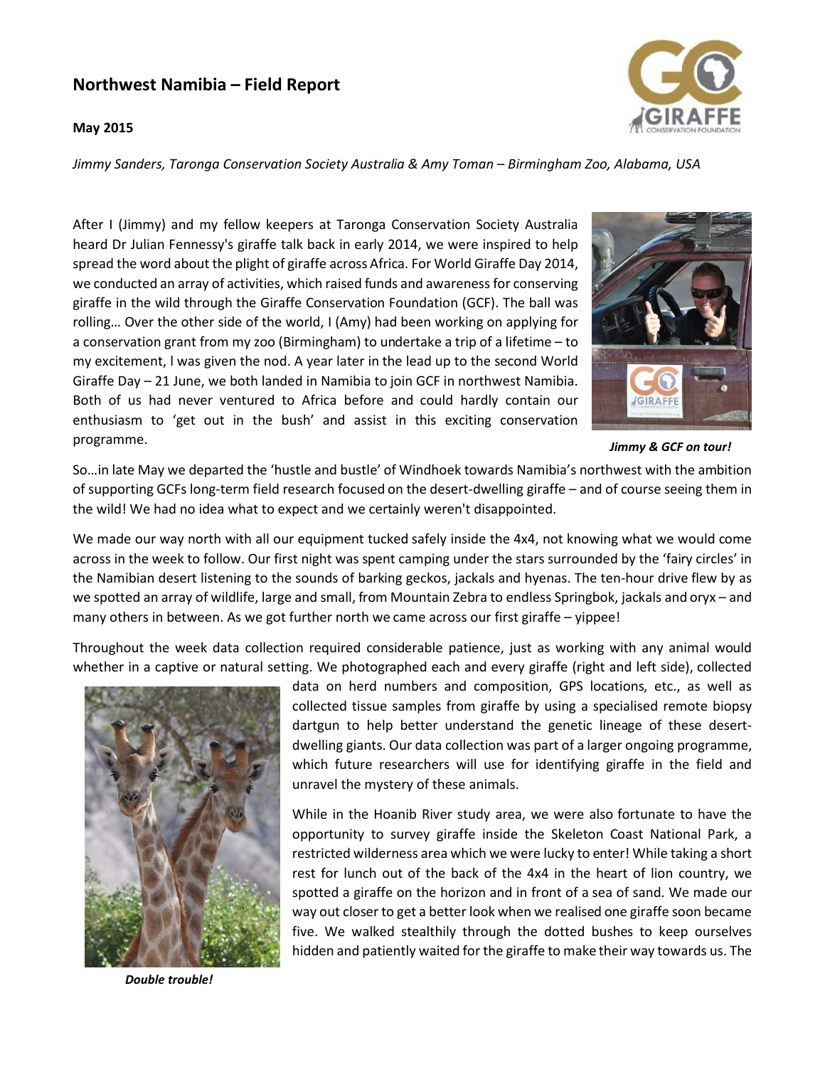# Northwest Namibia – Field Report

**May 2015**

*Jimmy Sanders, Taronga Conservation Society Australia & Amy Toman – Birmingham Zoo, Alabama, USA*

After I (Jimmy) and my fellow keepers at Taronga Conservation Society Australia heard Dr Julian Fennessy's giraffe talk back in early 2014, we were inspired to help spread the word about the plight of giraffe across Africa. For World Giraffe Day 2014, we conducted an array of activities, which raised funds and awareness for conserving giraffe in the wild through the Giraffe Conservation Foundation (GCF). The ball was rolling… Over the other side of the world, I (Amy) had been working on applying for a conservation grant from my zoo (Birmingham) to undertake a trip of a lifetime – to my excitement, I was given the nod. A year later in the lead up to the second World Giraffe Day – 21 June, we both landed in Namibia to join GCF in northwest Namibia. Both of us had never ventured to Africa before and could hardly contain our enthusiasm to 'get out in the bush' and assist in this exciting conservation programme.

***Jimmy & GCF on tour!***

So…in late May we departed the 'hustle and bustle' of Windhoek towards Namibia's northwest with the ambition of supporting GCFs long-term field research focused on the desert-dwelling giraffe – and of course seeing them in the wild! We had no idea what to expect and we certainly weren't disappointed.

We made our way north with all our equipment tucked safely inside the 4x4, not knowing what we would come across in the week to follow. Our first night was spent camping under the stars surrounded by the 'fairy circles' in the Namibian desert listening to the sounds of barking geckos, jackals and hyenas. The ten-hour drive flew by as we spotted an array of wildlife, large and small, from Mountain Zebra to endless Springbok, jackals and oryx – and many others in between. As we got further north we came across our first giraffe – yippee!

Throughout the week data collection required considerable patience, just as working with any animal would whether in a captive or natural setting. We photographed each and every giraffe (right and left side), collected data on herd numbers and composition, GPS locations, etc., as well as collected tissue samples from giraffe by using a specialised remote biopsy dartgun to help better understand the genetic lineage of these desert-dwelling giants. Our data collection was part of a larger ongoing programme, which future researchers will use for identifying giraffe in the field and unravel the mystery of these animals.

***Double trouble!***

While in the Hoanib River study area, we were also fortunate to have the opportunity to survey giraffe inside the Skeleton Coast National Park, a restricted wilderness area which we were lucky to enter! While taking a short rest for lunch out of the back of the 4x4 in the heart of lion country, we spotted a giraffe on the horizon and in front of a sea of sand. We made our way out closer to get a better look when we realised one giraffe soon became five. We walked stealthily through the dotted bushes to keep ourselves hidden and patiently waited for the giraffe to make their way towards us. The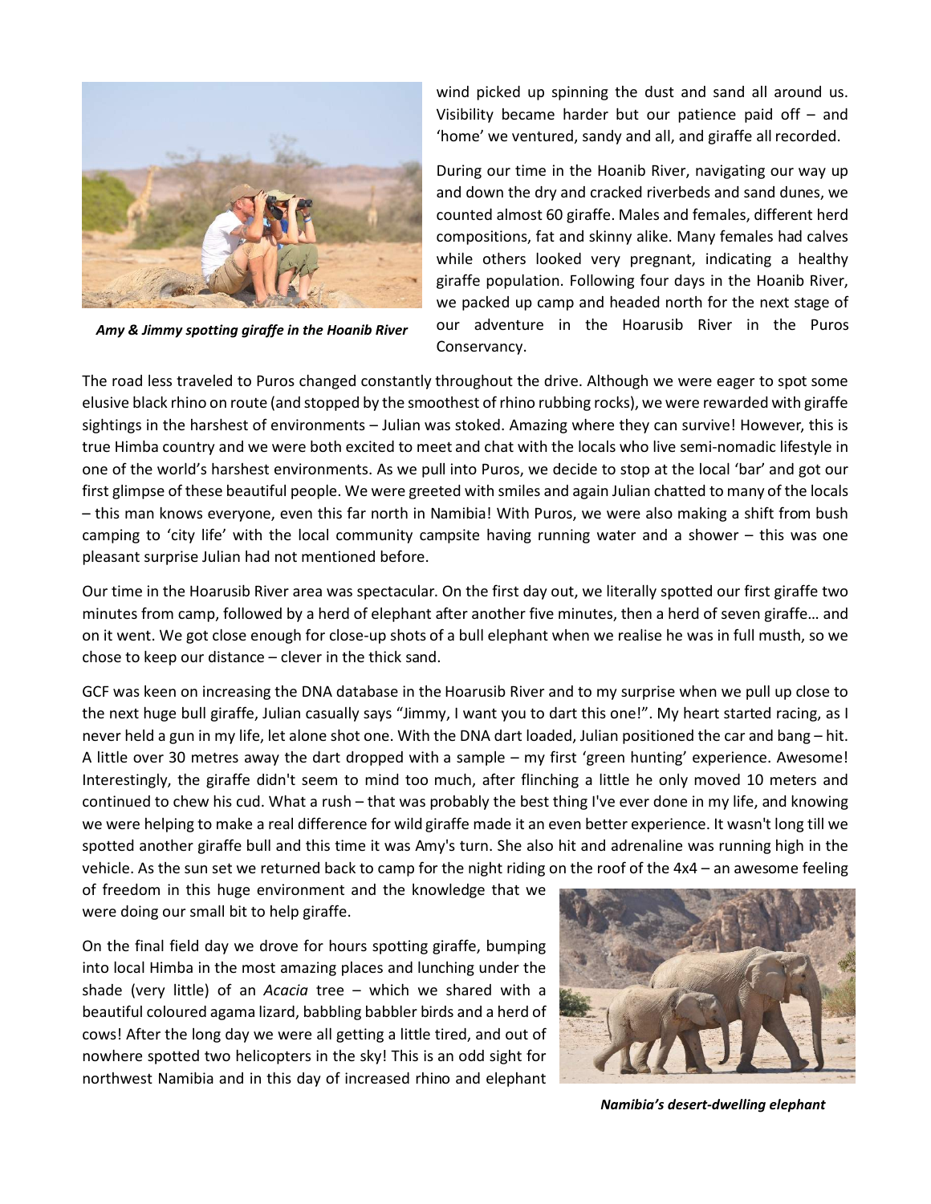*Amy & Jimmy spotting giraffe in the Hoanib River*

wind picked up spinning the dust and sand all around us. Visibility became harder but our patience paid off – and 'home' we ventured, sandy and all, and giraffe all recorded.

During our time in the Hoanib River, navigating our way up and down the dry and cracked riverbeds and sand dunes, we counted almost 60 giraffe. Males and females, different herd compositions, fat and skinny alike. Many females had calves while others looked very pregnant, indicating a healthy giraffe population. Following four days in the Hoanib River, we packed up camp and headed north for the next stage of our adventure in the Hoarusib River in the Puros Conservancy.

The road less traveled to Puros changed constantly throughout the drive. Although we were eager to spot some elusive black rhino on route (and stopped by the smoothest of rhino rubbing rocks), we were rewarded with giraffe sightings in the harshest of environments – Julian was stoked. Amazing where they can survive! However, this is true Himba country and we were both excited to meet and chat with the locals who live semi-nomadic lifestyle in one of the world's harshest environments. As we pull into Puros, we decide to stop at the local 'bar' and got our first glimpse of these beautiful people. We were greeted with smiles and again Julian chatted to many of the locals – this man knows everyone, even this far north in Namibia! With Puros, we were also making a shift from bush camping to 'city life' with the local community campsite having running water and a shower – this was one pleasant surprise Julian had not mentioned before.

Our time in the Hoarusib River area was spectacular. On the first day out, we literally spotted our first giraffe two minutes from camp, followed by a herd of elephant after another five minutes, then a herd of seven giraffe… and on it went. We got close enough for close-up shots of a bull elephant when we realise he was in full musth, so we chose to keep our distance – clever in the thick sand.

GCF was keen on increasing the DNA database in the Hoarusib River and to my surprise when we pull up close to the next huge bull giraffe, Julian casually says "Jimmy, I want you to dart this one!". My heart started racing, as I never held a gun in my life, let alone shot one. With the DNA dart loaded, Julian positioned the car and bang – hit. A little over 30 metres away the dart dropped with a sample – my first 'green hunting' experience. Awesome! Interestingly, the giraffe didn't seem to mind too much, after flinching a little he only moved 10 meters and continued to chew his cud. What a rush – that was probably the best thing I've ever done in my life, and knowing we were helping to make a real difference for wild giraffe made it an even better experience. It wasn't long till we spotted another giraffe bull and this time it was Amy's turn. She also hit and adrenaline was running high in the vehicle. As the sun set we returned back to camp for the night riding on the roof of the 4x4 – an awesome feeling of freedom in this huge environment and the knowledge that we were doing our small bit to help giraffe.

On the final field day we drove for hours spotting giraffe, bumping into local Himba in the most amazing places and lunching under the shade (very little) of an *Acacia* tree – which we shared with a beautiful coloured agama lizard, babbling babbler birds and a herd of cows! After the long day we were all getting a little tired, and out of nowhere spotted two helicopters in the sky! This is an odd sight for northwest Namibia and in this day of increased rhino and elephant

*Namibia's desert-dwelling elephant*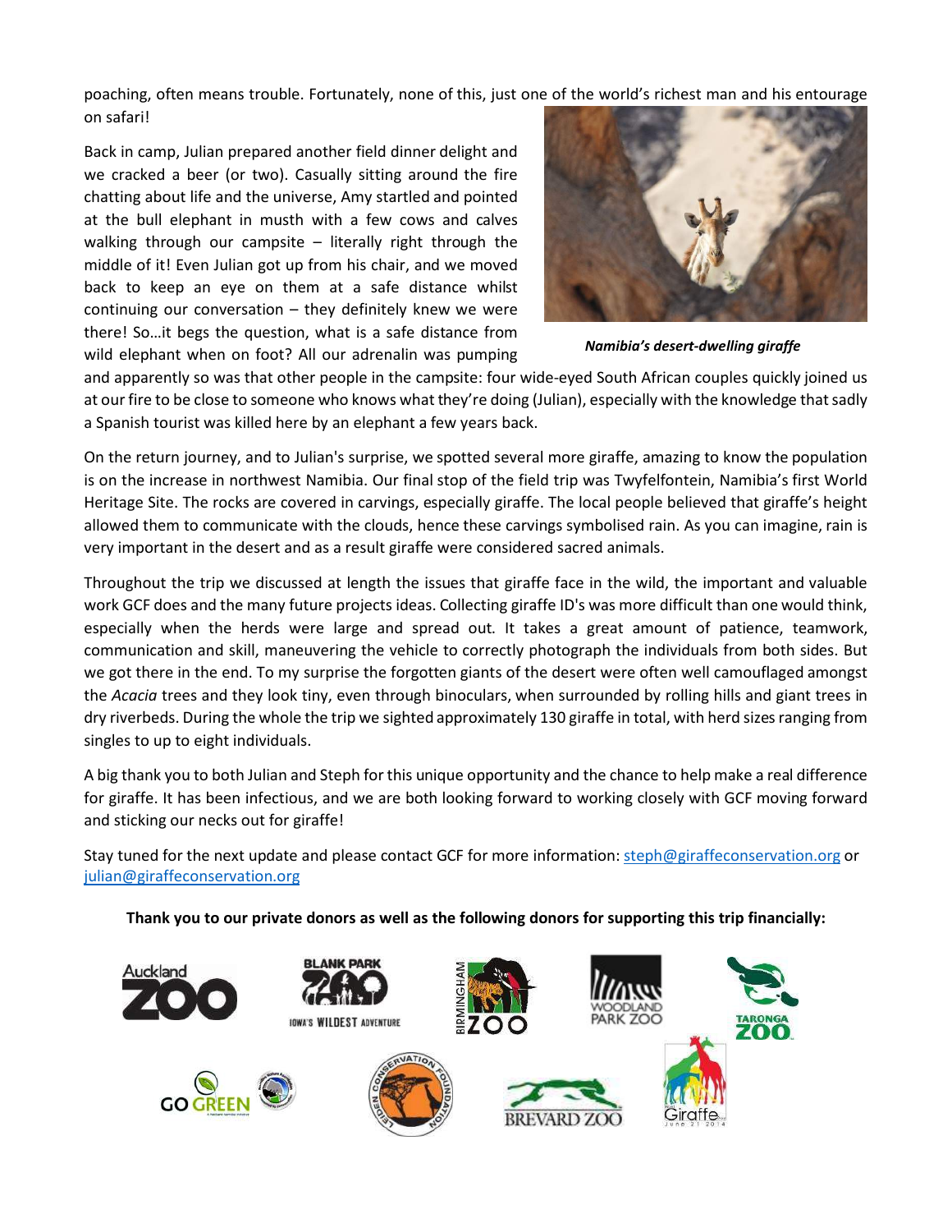poaching, often means trouble. Fortunately, none of this, just one of the world's richest man and his entourage on safari!

Back in camp, Julian prepared another field dinner delight and we cracked a beer (or two). Casually sitting around the fire chatting about life and the universe, Amy startled and pointed at the bull elephant in musth with a few cows and calves walking through our campsite – literally right through the middle of it! Even Julian got up from his chair, and we moved back to keep an eye on them at a safe distance whilst continuing our conversation – they definitely knew we were there! So…it begs the question, what is a safe distance from wild elephant when on foot? All our adrenalin was pumping and apparently so was that other people in the campsite: four wide-eyed South African couples quickly joined us at our fire to be close to someone who knows what they're doing (Julian), especially with the knowledge that sadly a Spanish tourist was killed here by an elephant a few years back.

***Namibia's desert-dwelling giraffe***

On the return journey, and to Julian's surprise, we spotted several more giraffe, amazing to know the population is on the increase in northwest Namibia. Our final stop of the field trip was Twyfelfontein, Namibia's first World Heritage Site. The rocks are covered in carvings, especially giraffe. The local people believed that giraffe's height allowed them to communicate with the clouds, hence these carvings symbolised rain. As you can imagine, rain is very important in the desert and as a result giraffe were considered sacred animals.

Throughout the trip we discussed at length the issues that giraffe face in the wild, the important and valuable work GCF does and the many future projects ideas. Collecting giraffe ID's was more difficult than one would think, especially when the herds were large and spread out. It takes a great amount of patience, teamwork, communication and skill, maneuvering the vehicle to correctly photograph the individuals from both sides. But we got there in the end. To my surprise the forgotten giants of the desert were often well camouflaged amongst the *Acacia* trees and they look tiny, even through binoculars, when surrounded by rolling hills and giant trees in dry riverbeds. During the whole the trip we sighted approximately 130 giraffe in total, with herd sizes ranging from singles to up to eight individuals.

A big thank you to both Julian and Steph for this unique opportunity and the chance to help make a real difference for giraffe. It has been infectious, and we are both looking forward to working closely with GCF moving forward and sticking our necks out for giraffe!

Stay tuned for the next update and please contact GCF for more information: steph@giraffeconservation.org or julian@giraffeconservation.org

**Thank you to our private donors as well as the following donors for supporting this trip financially:**